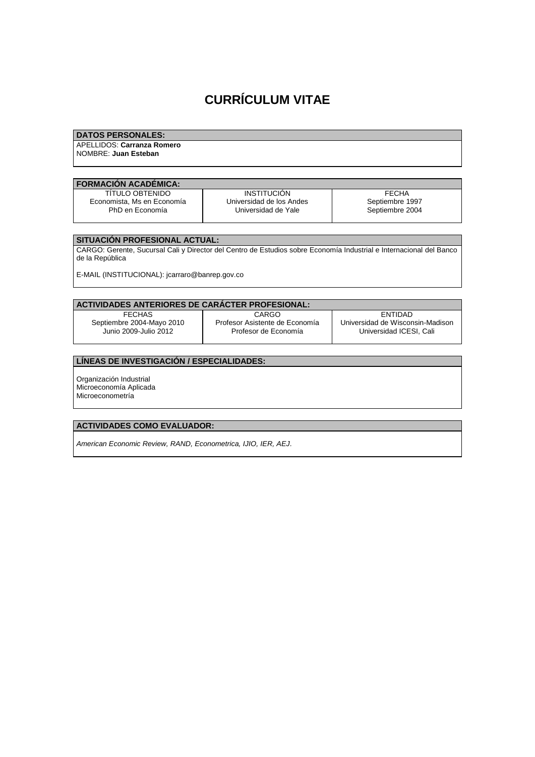# CURRÍCULUM VITAE

## DATOS PERSONALES:

APELLIDOS: **Carranza Romero**
NOMBRE: **Juan Esteban**

## FORMACIÓN ACADÉMICA:

| TÍTULO OBTENIDO | INSTITUCIÓN | FECHA |
|---|---|---|
| Economista, Ms en Economía | Universidad de los Andes | Septiembre 1997 |
| PhD en Economía | Universidad de Yale | Septiembre 2004 |

## SITUACIÓN PROFESIONAL ACTUAL:

CARGO: Gerente, Sucursal Cali y Director del Centro de Estudios sobre Economía Industrial e Internacional del Banco de la República

E-MAIL (INSTITUCIONAL): jcarraro@banrep.gov.co

## ACTIVIDADES ANTERIORES DE CARÁCTER PROFESIONAL:

| FECHAS | CARGO | ENTIDAD |
|---|---|---|
| Septiembre 2004-Mayo 2010 | Profesor Asistente de Economía | Universidad de Wisconsin-Madison |
| Junio 2009-Julio 2012 | Profesor de Economía | Universidad ICESI, Cali |

## LÍNEAS DE INVESTIGACIÓN / ESPECIALIDADES:

Organización Industrial
Microeconomía Aplicada
Microeconometría

## ACTIVIDADES COMO EVALUADOR:

*American Economic Review, RAND, Econometrica, IJIO, IER, AEJ.*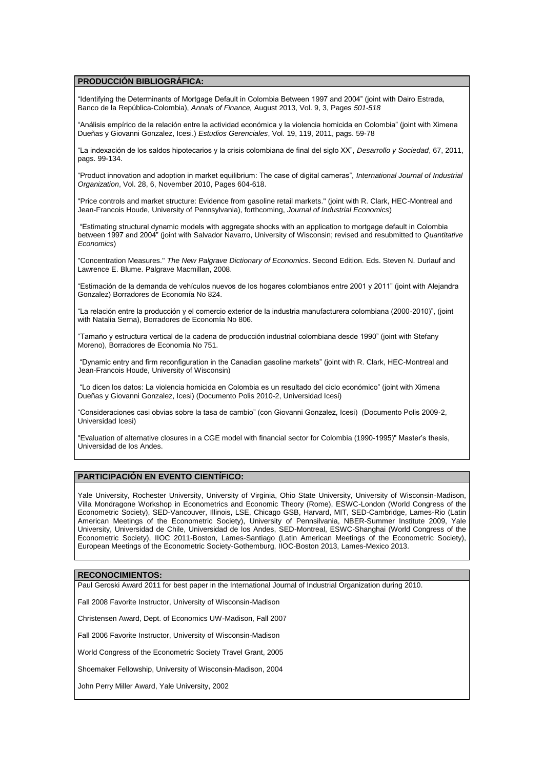## PRODUCCIÓN BIBLIOGRÁFICA:

"Identifying the Determinants of Mortgage Default in Colombia Between 1997 and 2004" (joint with Dairo Estrada, Banco de la República-Colombia), *Annals of Finance,* August 2013, Vol. 9, 3, Pages *501-518*

"Análisis empírico de la relación entre la actividad económica y la violencia homicida en Colombia" (joint with Ximena Dueñas y Giovanni Gonzalez, Icesi.) *Estudios Gerenciales*, Vol. 19, 119, 2011, pags. 59-78

"La indexación de los saldos hipotecarios y la crisis colombiana de final del siglo XX", *Desarrollo y Sociedad*, 67, 2011, pags. 99-134.

"Product innovation and adoption in market equilibrium: The case of digital cameras", *International Journal of Industrial Organization*, Vol. 28, 6, November 2010, Pages 604-618.

"Price controls and market structure: Evidence from gasoline retail markets." (joint with R. Clark, HEC-Montreal and Jean-Francois Houde, University of Pennsylvania), forthcoming, *Journal of Industrial Economics*)

"Estimating structural dynamic models with aggregate shocks with an application to mortgage default in Colombia between 1997 and 2004" (joint with Salvador Navarro, University of Wisconsin; revised and resubmitted to *Quantitative Economics*)

"Concentration Measures." *The New Palgrave Dictionary of Economics*. Second Edition. Eds. Steven N. Durlauf and Lawrence E. Blume. Palgrave Macmillan, 2008.

"Estimación de la demanda de vehículos nuevos de los hogares colombianos entre 2001 y 2011" (joint with Alejandra Gonzalez) Borradores de Economía No 824.

"La relación entre la producción y el comercio exterior de la industria manufacturera colombiana (2000-2010)", (joint with Natalia Serna), Borradores de Economía No 806.

"Tamaño y estructura vertical de la cadena de producción industrial colombiana desde 1990" (joint with Stefany Moreno), Borradores de Economía No 751.

"Dynamic entry and firm reconfiguration in the Canadian gasoline markets" (joint with R. Clark, HEC-Montreal and Jean-Francois Houde, University of Wisconsin)

"Lo dicen los datos: La violencia homicida en Colombia es un resultado del ciclo económico" (joint with Ximena Dueñas y Giovanni Gonzalez, Icesi) (Documento Polis 2010-2, Universidad Icesi)

"Consideraciones casi obvias sobre la tasa de cambio" (con Giovanni Gonzalez, Icesi) (Documento Polis 2009-2, Universidad Icesi)

"Evaluation of alternative closures in a CGE model with financial sector for Colombia (1990-1995)" Master's thesis, Universidad de los Andes.

## PARTICIPACIÓN EN EVENTO CIENTÍFICO:

Yale University, Rochester University, University of Virginia, Ohio State University, University of Wisconsin-Madison, Villa Mondragone Workshop in Econometrics and Economic Theory (Rome), ESWC-London (World Congress of the Econometric Society), SED-Vancouver, Illinois, LSE, Chicago GSB, Harvard, MIT, SED-Cambridge, Lames-Rio (Latin American Meetings of the Econometric Society), University of Pennsilvania, NBER-Summer Institute 2009, Yale University, Universidad de Chile, Universidad de los Andes, SED-Montreal, ESWC-Shanghai (World Congress of the Econometric Society), IIOC 2011-Boston, Lames-Santiago (Latin American Meetings of the Econometric Society), European Meetings of the Econometric Society-Gothemburg, IIOC-Boston 2013, Lames-Mexico 2013.

## RECONOCIMIENTOS:

Paul Geroski Award 2011 for best paper in the International Journal of Industrial Organization during 2010.

Fall 2008 Favorite Instructor, University of Wisconsin-Madison

Christensen Award, Dept. of Economics UW-Madison, Fall 2007

Fall 2006 Favorite Instructor, University of Wisconsin-Madison

World Congress of the Econometric Society Travel Grant, 2005

Shoemaker Fellowship, University of Wisconsin-Madison, 2004

John Perry Miller Award, Yale University, 2002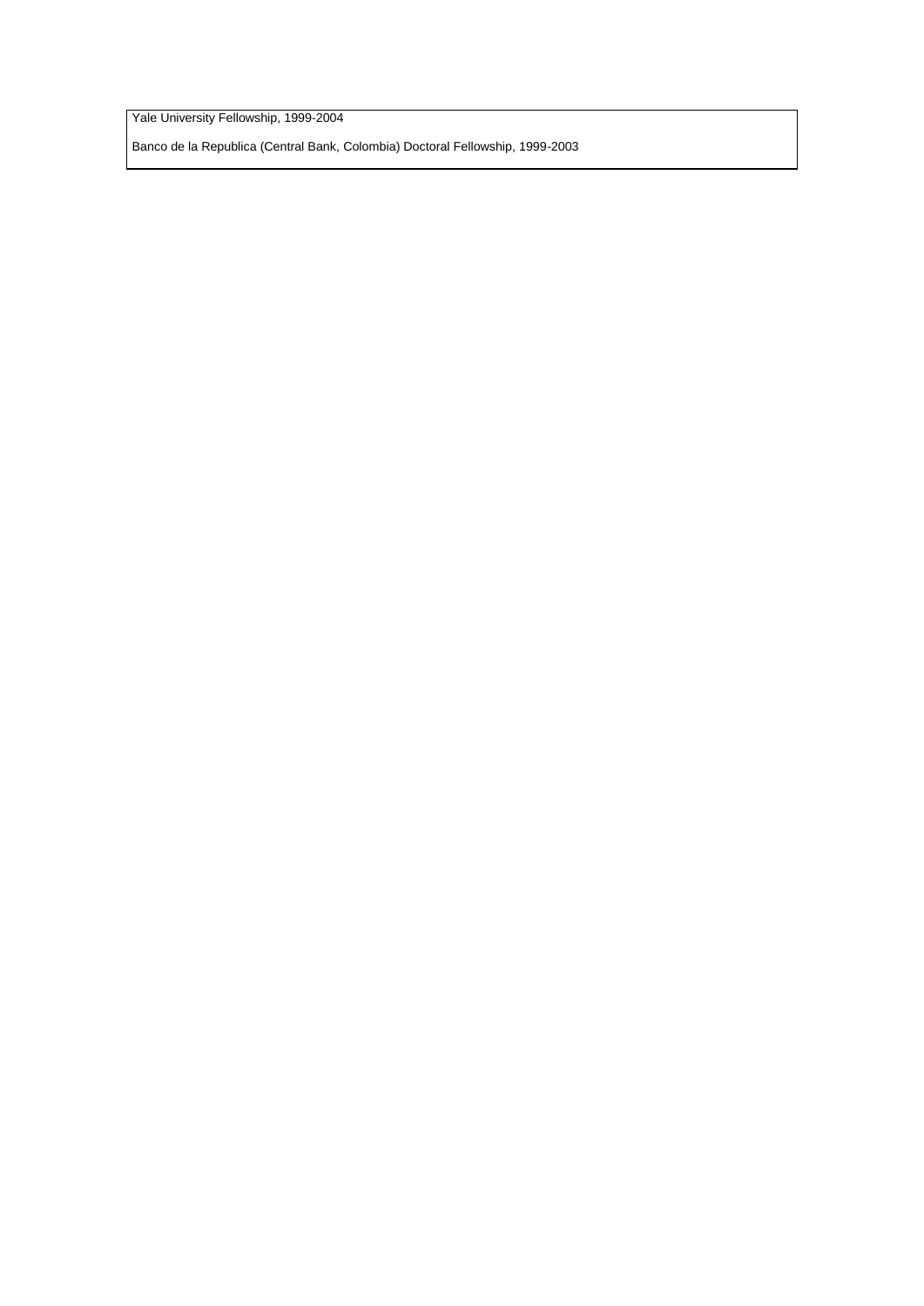Yale University Fellowship, 1999-2004

Banco de la Republica (Central Bank, Colombia) Doctoral Fellowship, 1999-2003